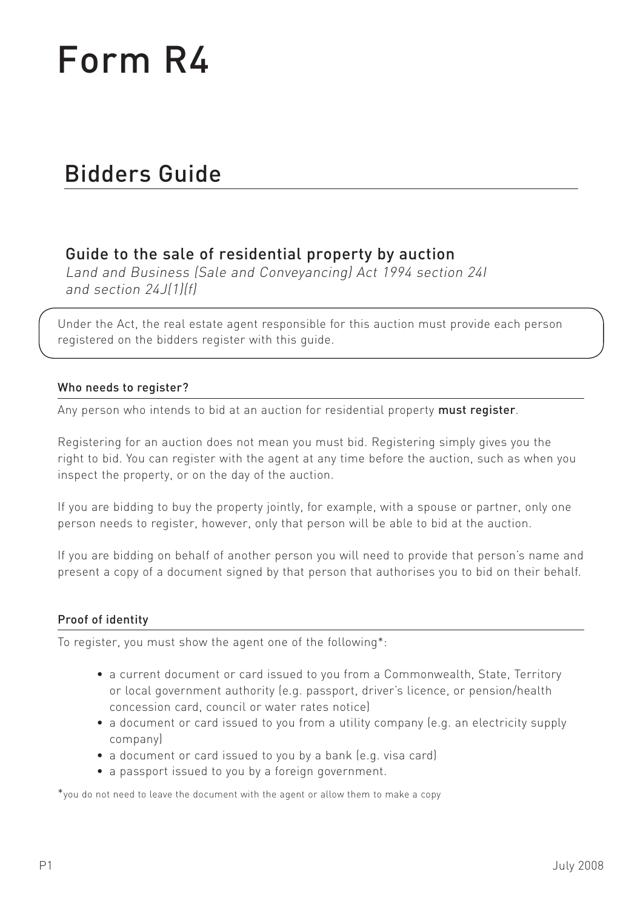# Form R4

## Bidders Guide

### Guide to the sale of residential property by auction

*Land and Business (Sale and Conveyancing) Act 1994 section 24I and section 24J(1)(f)*

Under the Act, the real estate agent responsible for this auction must provide each person registered on the bidders register with this guide.

#### Who needs to register?

Any person who intends to bid at an auction for residential property **must register**.

Registering for an auction does not mean you must bid. Registering simply gives you the right to bid. You can register with the agent at any time before the auction, such as when you inspect the property, or on the day of the auction.

If you are bidding to buy the property jointly, for example, with a spouse or partner, only one person needs to register, however, only that person will be able to bid at the auction.

If you are bidding on behalf of another person you will need to provide that person's name and present a copy of a document signed by that person that authorises you to bid on their behalf.

#### Proof of identity

To register, you must show the agent one of the following*:

- a current document or card issued to you from a Commonwealth, State, Territory or local government authority (e.g. passport, driver's licence, or pension/health concession card, council or water rates notice)
- a document or card issued to you from a utility company (e.g. an electricity supply company)
- a document or card issued to you by a bank (e.g. visa card)
- a passport issued to you by a foreign government.

*you do not need to leave the document with the agent or allow them to make a copy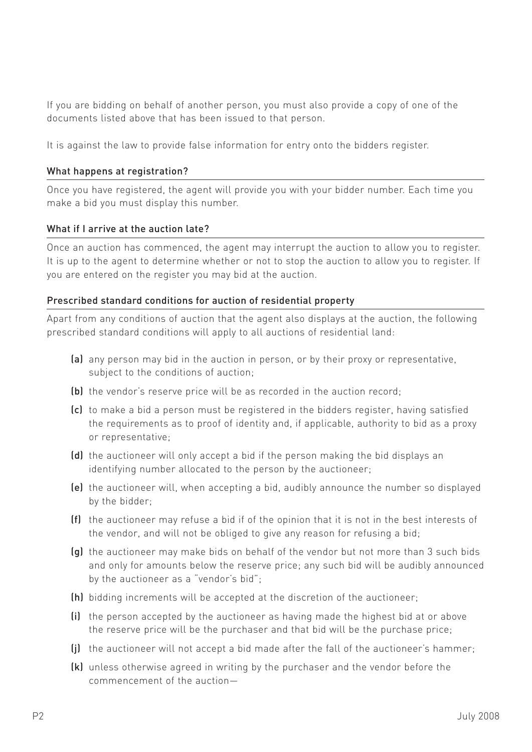If you are bidding on behalf of another person, you must also provide a copy of one of the documents listed above that has been issued to that person.

It is against the law to provide false information for entry onto the bidders register.

### What happens at registration?

Once you have registered, the agent will provide you with your bidder number. Each time you make a bid you must display this number.

### What if I arrive at the auction late?

Once an auction has commenced, the agent may interrupt the auction to allow you to register. It is up to the agent to determine whether or not to stop the auction to allow you to register. If you are entered on the register you may bid at the auction.

### Prescribed standard conditions for auction of residential property

Apart from any conditions of auction that the agent also displays at the auction, the following prescribed standard conditions will apply to all auctions of residential land:

- **(a)** any person may bid in the auction in person, or by their proxy or representative, subject to the conditions of auction;
- **(b)** the vendor's reserve price will be as recorded in the auction record;
- **(c)** to make a bid a person must be registered in the bidders register, having satisfied the requirements as to proof of identity and, if applicable, authority to bid as a proxy or representative;
- **(d)** the auctioneer will only accept a bid if the person making the bid displays an identifying number allocated to the person by the auctioneer;
- **(e)** the auctioneer will, when accepting a bid, audibly announce the number so displayed by the bidder;
- **(f)** the auctioneer may refuse a bid if of the opinion that it is not in the best interests of the vendor, and will not be obliged to give any reason for refusing a bid;
- **(g)** the auctioneer may make bids on behalf of the vendor but not more than 3 such bids and only for amounts below the reserve price; any such bid will be audibly announced by the auctioneer as a "vendor's bid";
- **(h)** bidding increments will be accepted at the discretion of the auctioneer;
- **(i)** the person accepted by the auctioneer as having made the highest bid at or above the reserve price will be the purchaser and that bid will be the purchase price;
- **(j)** the auctioneer will not accept a bid made after the fall of the auctioneer's hammer;
- **(k)** unless otherwise agreed in writing by the purchaser and the vendor before the commencement of the auction—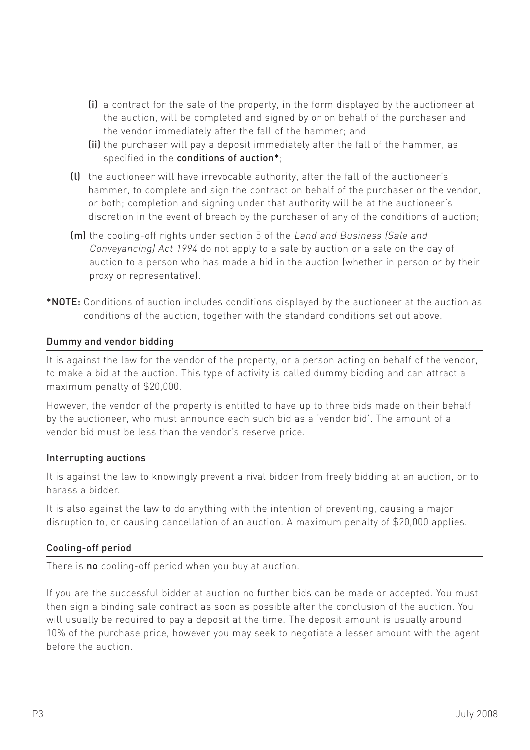- **(i)** a contract for the sale of the property, in the form displayed by the auctioneer at the auction, will be completed and signed by or on behalf of the purchaser and the vendor immediately after the fall of the hammer; and
   - **(ii)** the purchaser will pay a deposit immediately after the fall of the hammer, as specified in the **conditions of auction***;

- **(l)** the auctioneer will have irrevocable authority, after the fall of the auctioneer's hammer, to complete and sign the contract on behalf of the purchaser or the vendor, or both; completion and signing under that authority will be at the auctioneer's discretion in the event of breach by the purchaser of any of the conditions of auction;
- **(m)** the cooling-off rights under section 5 of the *Land and Business (Sale and Conveyancing) Act 1994* do not apply to a sale by auction or a sale on the day of auction to a person who has made a bid in the auction (whether in person or by their proxy or representative).

***NOTE:** Conditions of auction includes conditions displayed by the auctioneer at the auction as conditions of the auction, together with the standard conditions set out above.

## Dummy and vendor bidding

It is against the law for the vendor of the property, or a person acting on behalf of the vendor, to make a bid at the auction. This type of activity is called dummy bidding and can attract a maximum penalty of $20,000.

However, the vendor of the property is entitled to have up to three bids made on their behalf by the auctioneer, who must announce each such bid as a 'vendor bid'. The amount of a vendor bid must be less than the vendor's reserve price.

## Interrupting auctions

It is against the law to knowingly prevent a rival bidder from freely bidding at an auction, or to harass a bidder.

It is also against the law to do anything with the intention of preventing, causing a major disruption to, or causing cancellation of an auction. A maximum penalty of $20,000 applies.

## Cooling-off period

There is **no** cooling-off period when you buy at auction.

If you are the successful bidder at auction no further bids can be made or accepted. You must then sign a binding sale contract as soon as possible after the conclusion of the auction. You will usually be required to pay a deposit at the time. The deposit amount is usually around 10% of the purchase price, however you may seek to negotiate a lesser amount with the agent before the auction.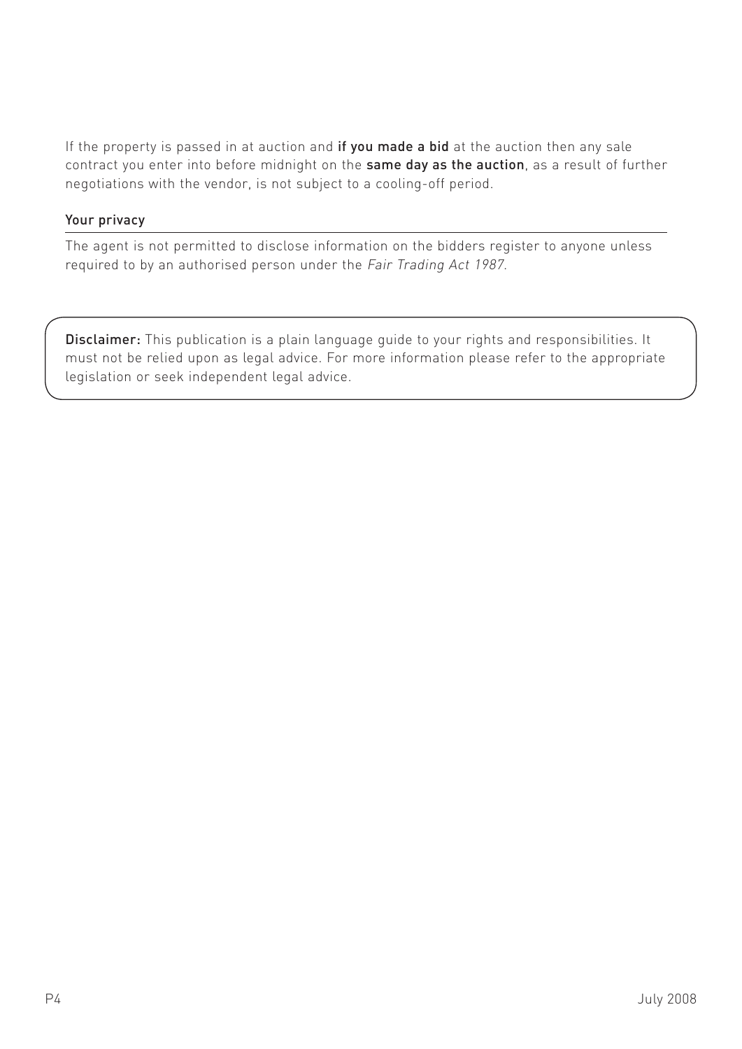If the property is passed in at auction and **if you made a bid** at the auction then any sale contract you enter into before midnight on the **same day as the auction**, as a result of further negotiations with the vendor, is not subject to a cooling-off period.

## Your privacy

The agent is not permitted to disclose information on the bidders register to anyone unless required to by an authorised person under the *Fair Trading Act 1987*.

**Disclaimer:** This publication is a plain language guide to your rights and responsibilities. It must not be relied upon as legal advice. For more information please refer to the appropriate legislation or seek independent legal advice.

July 2008